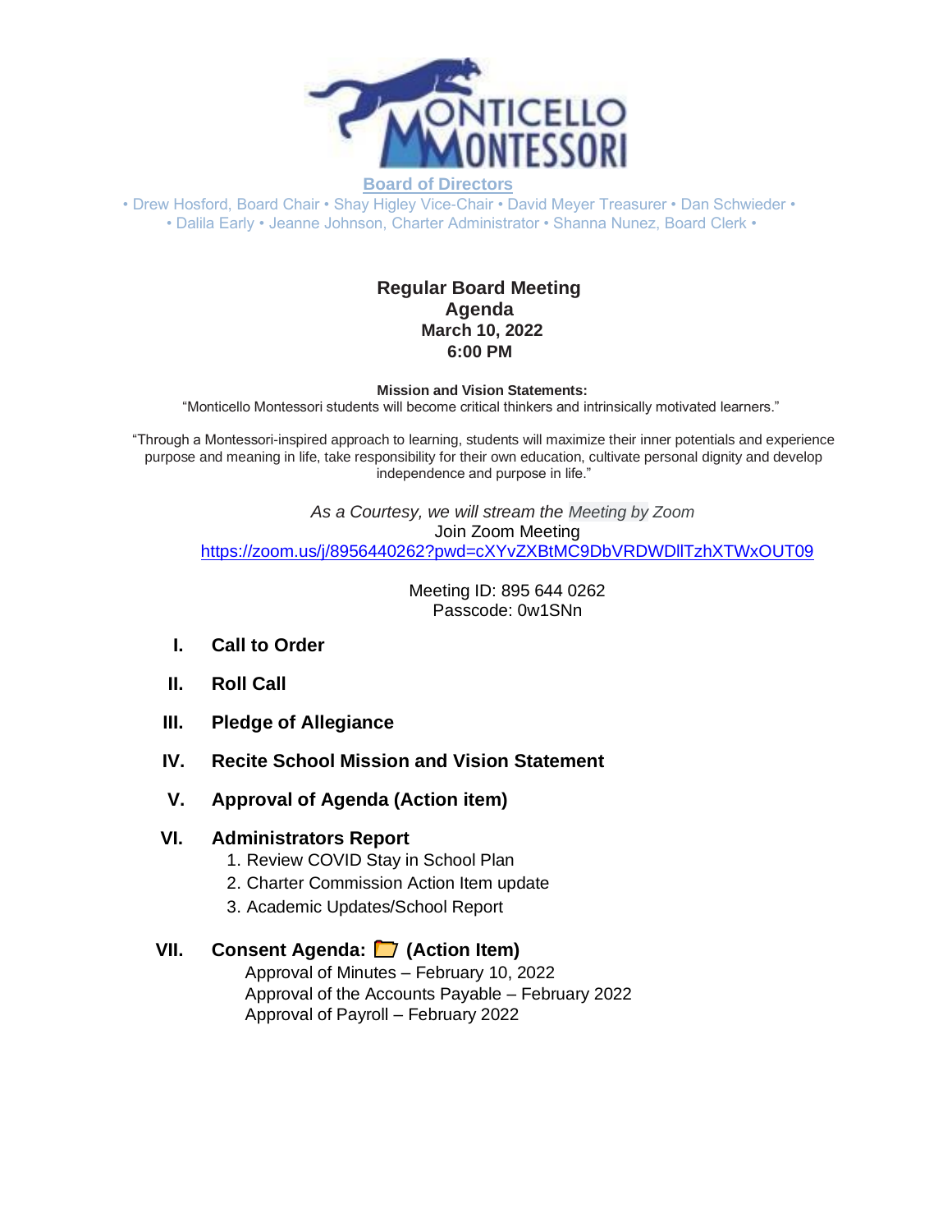**Board of Directors**

• Drew Hosford, Board Chair • Shay Higley Vice-Chair • David Meyer Treasurer • Dan Schwieder •
• Dalila Early • Jeanne Johnson, Charter Administrator • Shanna Nunez, Board Clerk •

**Regular Board Meeting**
**Agenda**
**March 10, 2022**
**6:00 PM**

**Mission and Vision Statements:**

"Monticello Montessori students will become critical thinkers and intrinsically motivated learners."

"Through a Montessori-inspired approach to learning, students will maximize their inner potentials and experience purpose and meaning in life, take responsibility for their own education, cultivate personal dignity and develop independence and purpose in life."

*As a Courtesy, we will stream the Meeting by Zoom*

Join Zoom Meeting

https://zoom.us/j/8956440262?pwd=cXYvZXBtMC9DbVRDWDlITzhXTWxOUT09

Meeting ID: 895 644 0262
Passcode: 0w1SNn

**I. Call to Order**

**II. Roll Call**

**III. Pledge of Allegiance**

**IV. Recite School Mission and Vision Statement**

**V. Approval of Agenda (Action item)**

**VI. Administrators Report**

1. Review COVID Stay in School Plan
2. Charter Commission Action Item update
3. Academic Updates/School Report

**VII. Consent Agenda: 📁 (Action Item)**

Approval of Minutes – February 10, 2022
Approval of the Accounts Payable – February 2022
Approval of Payroll – February 2022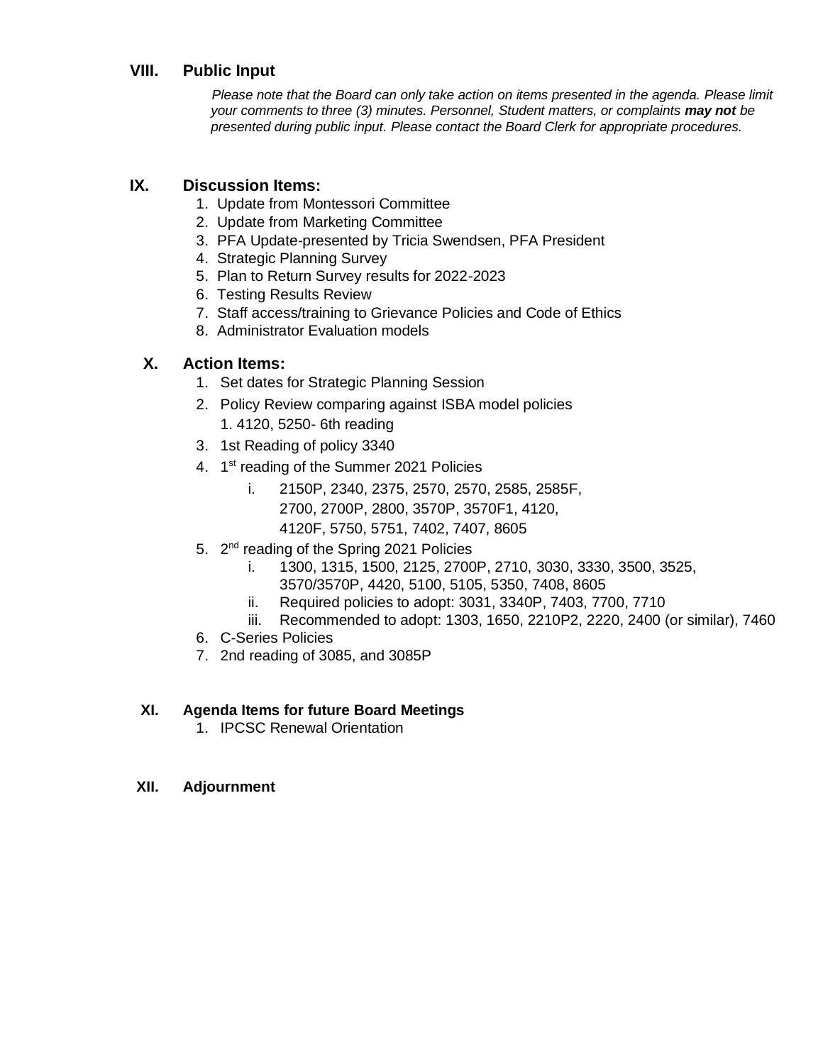## VIII. Public Input

*Please note that the Board can only take action on items presented in the agenda. Please limit your comments to three (3) minutes. Personnel, Student matters, or complaints* ***may not*** *be presented during public input. Please contact the Board Clerk for appropriate procedures.*

## IX. Discussion Items:

1. Update from Montessori Committee
2. Update from Marketing Committee
3. PFA Update-presented by Tricia Swendsen, PFA President
4. Strategic Planning Survey
5. Plan to Return Survey results for 2022-2023
6. Testing Results Review
7. Staff access/training to Grievance Policies and Code of Ethics
8. Administrator Evaluation models

## X. Action Items:

1. Set dates for Strategic Planning Session
2. Policy Review comparing against ISBA model policies
   1. 4120, 5250- 6th reading
3. 1st Reading of policy 3340
4. 1st reading of the Summer 2021 Policies
   i. 2150P, 2340, 2375, 2570, 2570, 2585, 2585F, 2700, 2700P, 2800, 3570P, 3570F1, 4120, 4120F, 5750, 5751, 7402, 7407, 8605
5. 2nd reading of the Spring 2021 Policies
   i. 1300, 1315, 1500, 2125, 2700P, 2710, 3030, 3330, 3500, 3525, 3570/3570P, 4420, 5100, 5105, 5350, 7408, 8605
   ii. Required policies to adopt: 3031, 3340P, 7403, 7700, 7710
   iii. Recommended to adopt: 1303, 1650, 2210P2, 2220, 2400 (or similar), 7460
6. C-Series Policies
7. 2nd reading of 3085, and 3085P

## XI. Agenda Items for future Board Meetings

1. IPCSC Renewal Orientation

## XII. Adjournment